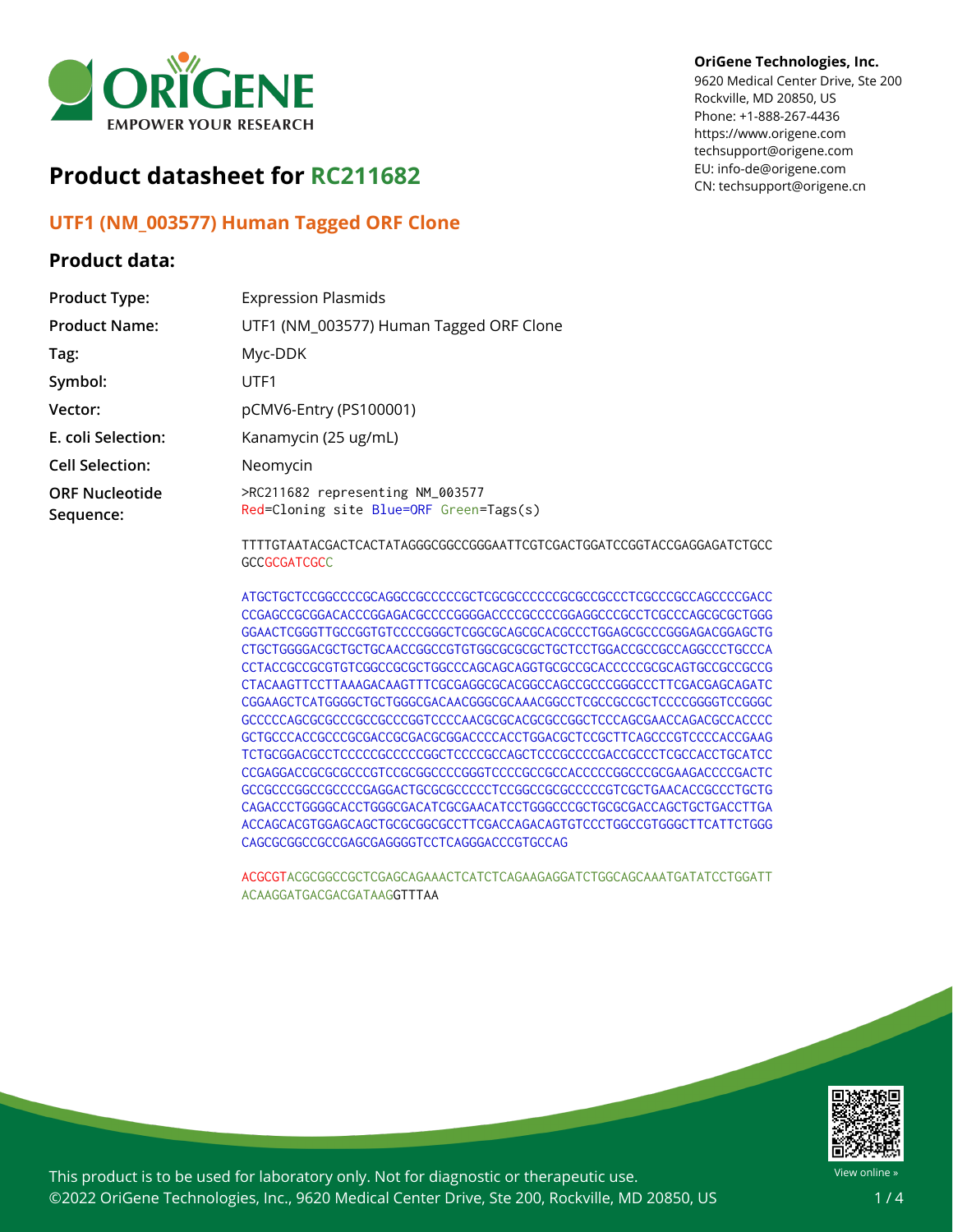OriGene Technologies, Inc.
9620 Medical Center Drive, Ste 200
Rockville, MD 20850, US
Phone: +1-888-267-4436
https://www.origene.com
techsupport@origene.com
EU: info-de@origene.com
CN: techsupport@origene.cn

# Product datasheet for RC211682

## UTF1 (NM_003577) Human Tagged ORF Clone

### Product data:

| | |
|---|---|
| **Product Type:** | Expression Plasmids |
| **Product Name:** | UTF1 (NM_003577) Human Tagged ORF Clone |
| **Tag:** | Myc-DDK |
| **Symbol:** | UTF1 |
| **Vector:** | pCMV6-Entry (PS100001) |
| **E. coli Selection:** | Kanamycin (25 ug/mL) |
| **Cell Selection:** | Neomycin |
| **ORF Nucleotide Sequence:** | >RC211682 representing NM_003577<br>Red=Cloning site Blue=ORF Green=Tags(s) |

```
TTTTGTAATACGACTCACTATAGGGCGGCCGGGAATTCGTCGACTGGATCCGGTACCGAGGAGATCTGCC
GCCGCGATCGCC

ATGCTGCTCCGGCCCCGCAGGCCGCCCCCGCTCGCGCCCCCCGCGCCGCCCTCGCCCGCCAGCCCCGACC
CCGAGCCGCGGACACCCGGAGACGCCCCGGGGACCCCGCCCCGGAGGCCCGCCTCGCCCAGCGCGCTGGG
GGAACTCGGGTTGCCGGTGTCCCCGGGCTCGGCGCAGCGCACGCCCTGGAGCGCCCGGGAGACGGAGCTG
CTGCTGGGGACGCTGCTGCAACCGGCCGTGTGGCGCGCGCTGCTCCTGGACCGCCGCCAGGCCCTGCCCA
CCTACCGCCGCGTGTCGGCCGCGCTGGCCCAGCAGCAGGTGCGCCGCACCCCCGCGCAGTGCCGCCGCCG
CTACAAGTTCCTTAAAGACAAGTTTCGCGAGGCGCACGGCCAGCCGCCCGGGCCCTTCGACGAGCAGATC
CGGAAGCTCATGGGGCTGCTGGGCGACAACGGGCGCAAACGGCCTCGCCGCCGCTCCCCGGGGTCCGGGC
GCCCCCAGCGCGCCCGCGCCCGGTCCCCAACGCGCACGCGCCGGCTCCCAGCGAACCAGACGCCACCCC
GCTGCCCACCGCCCGCGACCGCGACGCGGACCCCACCTGGACGCTCCGCTTCAGCCCGTCCCCACCGAAG
TCTGCGGACGCCTCCCCCGCCCCCGGCTCCCCGCCAGCTCCCGCCCCGACCGCCCTCGCCACCTGCATCC
CCGAGGACCGCGCGCCCGTCCGCGGCCCCGGGTCCCCGCCGCCACCCCCGGCCCGCGAAGACCCCGACTC
GCCGCCCGGCCGCCCCGAGGACTGCGCGCCCCCTCCGGCCGCGCCCCCGTCGCTGAACACCGCCCTGCTG
CAGACCCTGGGGCACCTGGGCGACATCGCGAACATCCTGGGCCCGCTGCGCGACCAGCTGCTGACCTTGA
ACCAGCACGTGGAGCAGCTGCGCGGCGCCTTCGACCAGACAGTGTCCCTGGCCGTGGGCTTCATTCTGGG
CAGCGCGGCCGCCGAGCGAGGGGTCCTCAGGGACCCGTGCCAG

ACGCGTACGCGGCCGCTCGAGCAGAAACTCATCTCAGAAGAGGATCTGGCAGCAAATGATATCCTGGATT
ACAAGGATGACGACGATAAGGTTTAA
```

This product is to be used for laboratory only. Not for diagnostic or therapeutic use.
©2022 OriGene Technologies, Inc., 9620 Medical Center Drive, Ste 200, Rockville, MD 20850, US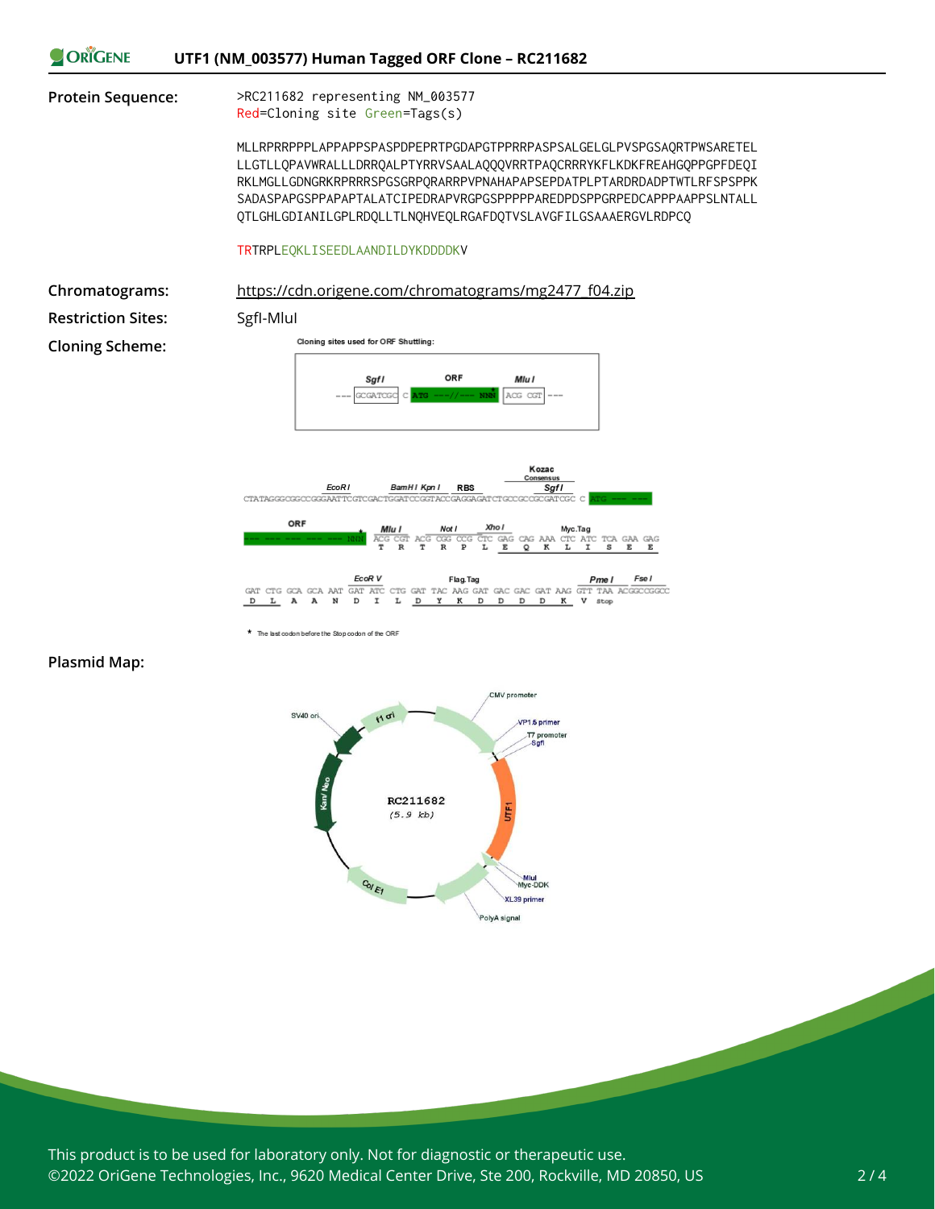**Protein Sequence:**

```
>RC211682 representing NM_003577
Red=Cloning site Green=Tags(s)

MLLRPRRPPPLAPPAPPSPASPDPEPRTPGDAPGTPPRRPASPSALGELGLPVSPGSAQRTPWSARETEL
LLGTLLQPAVWRALLLDRRQALPTYRRVSAALAQQQVRRTPAQCRRRYKFLKDKFREAHGQPPGPFDEQI
RKLMGLLGDNGRKRPRRRSPGSGRPQRARRPVPNAHAPAPSEPDATPLPTARDRDADPTWTLRFSPSPPK
SADASPAPGSPPAPAPTALATCIPEDRAPVRGPGSPPPPPAREDPDSPPGRPEDCAPPPAAPPSLNTALL
QTLGHLGDIANILGPLRDQLLTLNQHVEQLRGAFDQTVSLAVGFILGSAAAERGVLRDPCQ

TRTRPLEQKLISEEDLAANDILDYKDDDDKV
```

**Chromatograms:** https://cdn.origene.com/chromatograms/mg2477_f04.zip

**Restriction Sites:** SgfI-MluI

**Cloning Scheme:**

Cloning sites used for ORF Shuttling:

SgfI GCGATCGC C — ORF ATG ---//--- NNN* — MluI ACG CGT

Kozac Consensus

EcoR I, BamH I, Kpn I, RBS, Sgf I:
CTATAGGGCGGCCGGGAATTCGTCGACTGGATCCGGTACCGAGGAGATCTGCCGCCGCGATCGC C ATG --- ---

ORF --- NNN — Mlu I, Not I, Xho I, Myc.Tag:

ACG CGT ACG CGG CCG CTC GAG CAG AAA CTC ATC TCA GAA GAG
T R T R P L E Q K L I S E E

EcoR V, Flag.Tag, Pme I, Fse I:

GAT CTG GCA GCA AAT GAT ATC CTG GAT TAC AAG GAT GAC GAC GAT AAG GTT TAA ACGGCCGGCC
D L A A N D I L D Y K D D D D K V stop

\* The last codon before the Stop codon of the ORF

**Plasmid Map:**

RC211682 (5.9 kb)

CMV promoter, VP1.5 primer, T7 promoter, SgfI, UTF1, MluI, Myc-DDK, XL39 primer, PolyA signal, Col E1, Kan/ Neo, SV40 ori, f1 ori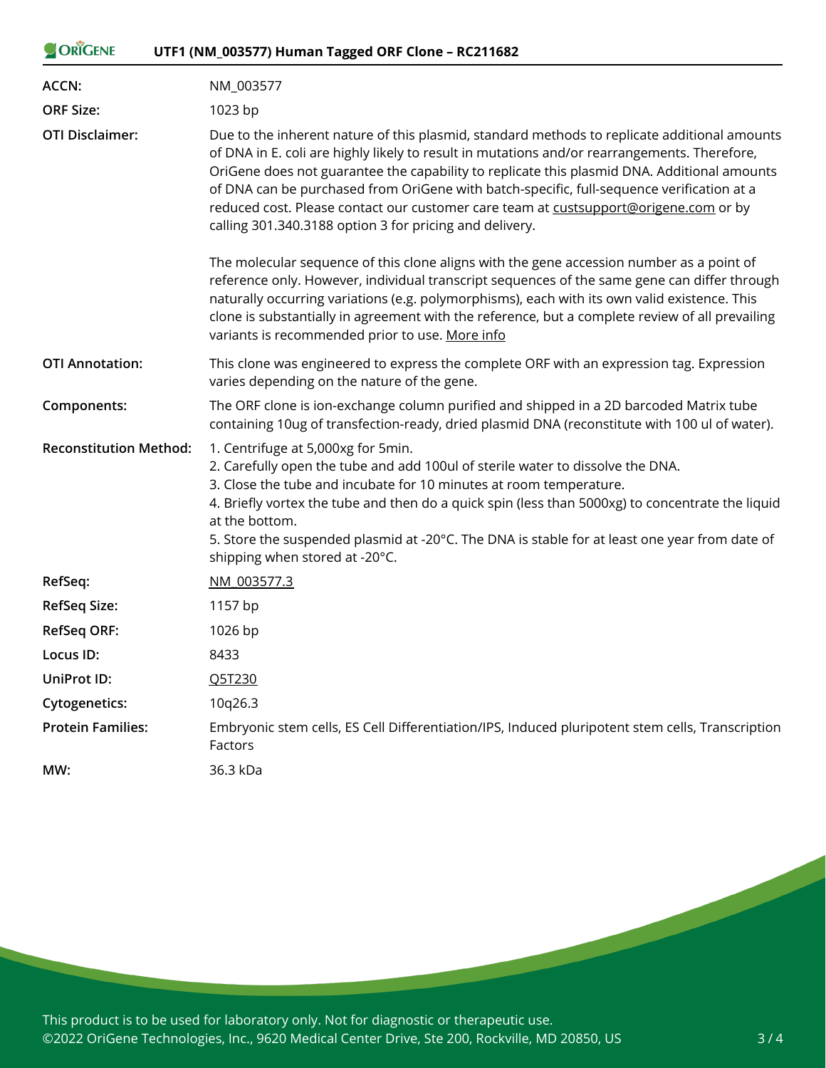| | |
|---|---|
| **ACCN:** | NM_003577 |
| **ORF Size:** | 1023 bp |
| **OTI Disclaimer:** | Due to the inherent nature of this plasmid, standard methods to replicate additional amounts of DNA in E. coli are highly likely to result in mutations and/or rearrangements. Therefore, OriGene does not guarantee the capability to replicate this plasmid DNA. Additional amounts of DNA can be purchased from OriGene with batch-specific, full-sequence verification at a reduced cost. Please contact our customer care team at custsupport@origene.com or by calling 301.340.3188 option 3 for pricing and delivery.<br><br>The molecular sequence of this clone aligns with the gene accession number as a point of reference only. However, individual transcript sequences of the same gene can differ through naturally occurring variations (e.g. polymorphisms), each with its own valid existence. This clone is substantially in agreement with the reference, but a complete review of all prevailing variants is recommended prior to use. More info |
| **OTI Annotation:** | This clone was engineered to express the complete ORF with an expression tag. Expression varies depending on the nature of the gene. |
| **Components:** | The ORF clone is ion-exchange column purified and shipped in a 2D barcoded Matrix tube containing 10ug of transfection-ready, dried plasmid DNA (reconstitute with 100 ul of water). |
| **Reconstitution Method:** | 1. Centrifuge at 5,000xg for 5min.<br>2. Carefully open the tube and add 100ul of sterile water to dissolve the DNA.<br>3. Close the tube and incubate for 10 minutes at room temperature.<br>4. Briefly vortex the tube and then do a quick spin (less than 5000xg) to concentrate the liquid at the bottom.<br>5. Store the suspended plasmid at -20°C. The DNA is stable for at least one year from date of shipping when stored at -20°C. |
| **RefSeq:** | NM_003577.3 |
| **RefSeq Size:** | 1157 bp |
| **RefSeq ORF:** | 1026 bp |
| **Locus ID:** | 8433 |
| **UniProt ID:** | Q5T230 |
| **Cytogenetics:** | 10q26.3 |
| **Protein Families:** | Embryonic stem cells, ES Cell Differentiation/IPS, Induced pluripotent stem cells, Transcription Factors |
| **MW:** | 36.3 kDa |

This product is to be used for laboratory only. Not for diagnostic or therapeutic use.
©2022 OriGene Technologies, Inc., 9620 Medical Center Drive, Ste 200, Rockville, MD 20850, US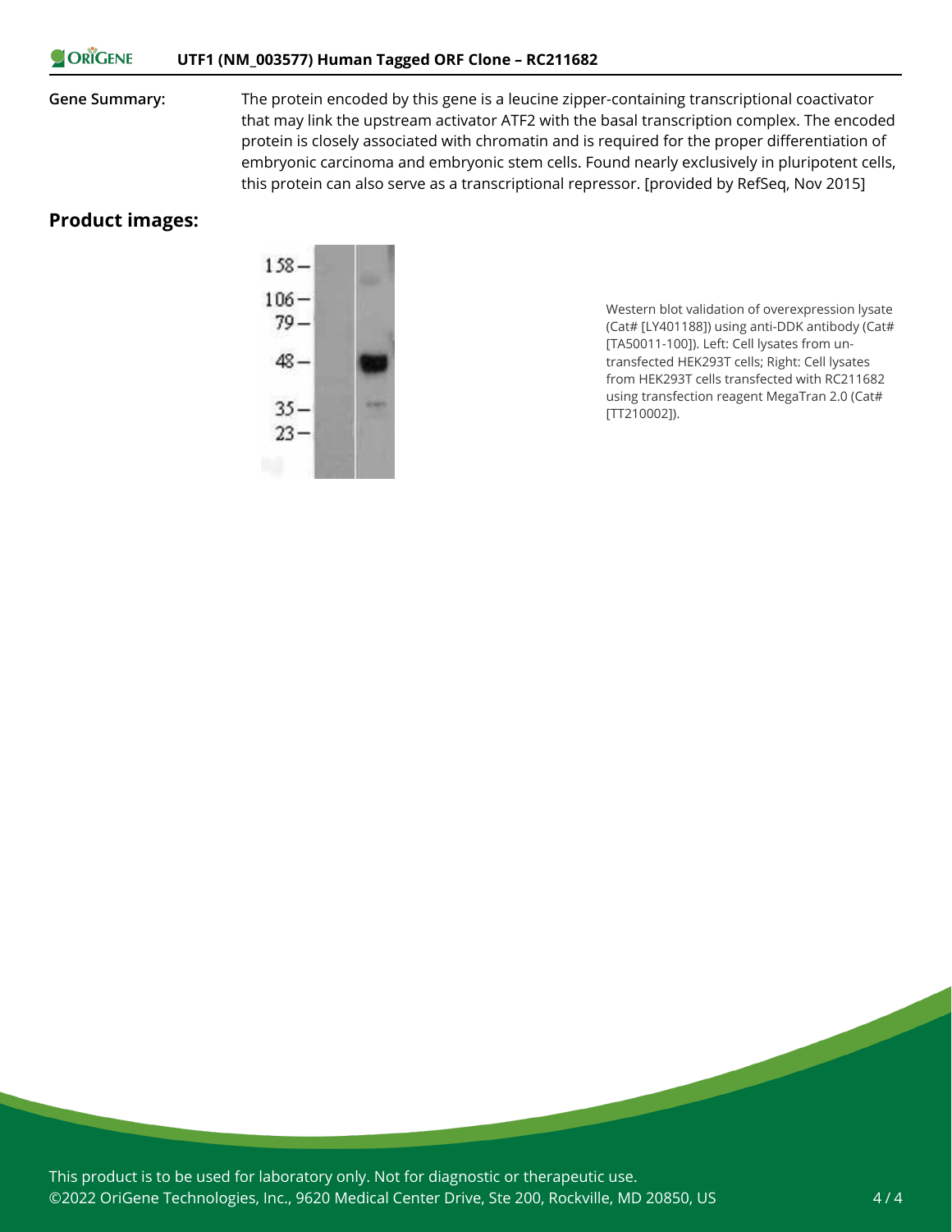**Gene Summary:** The protein encoded by this gene is a leucine zipper-containing transcriptional coactivator that may link the upstream activator ATF2 with the basal transcription complex. The encoded protein is closely associated with chromatin and is required for the proper differentiation of embryonic carcinoma and embryonic stem cells. Found nearly exclusively in pluripotent cells, this protein can also serve as a transcriptional repressor. [provided by RefSeq, Nov 2015]

## Product images:

158 –
106 –
79 –
48 –
35 –
23 –

Western blot validation of overexpression lysate (Cat# [LY401188]) using anti-DDK antibody (Cat# [TA50011-100]). Left: Cell lysates from un-transfected HEK293T cells; Right: Cell lysates from HEK293T cells transfected with RC211682 using transfection reagent MegaTran 2.0 (Cat# [TT210002]).